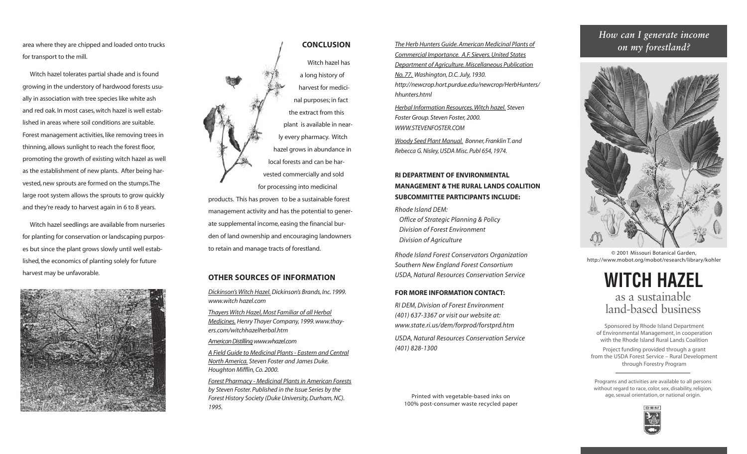area where they are chipped and loaded onto trucks for transport to the mill.

Witch hazel tolerates partial shade and is found growing in the understory of hardwood forests usually in association with tree species like white ash and red oak. In most cases, witch hazel is well established in areas where soil conditions are suitable. Forest management activities, like removing trees in thinning, allows sunlight to reach the forest floor, promoting the growth of existing witch hazel as well as the establishment of new plants. After being harvested, new sprouts are formed on the stumps. The large root system allows the sprouts to grow quickly and they're ready to harvest again in 6 to 8 years.

Witch hazel seedlings are available from nurseries for planting for conservation or landscaping purposes but since the plant grows slowly until well established, the economics of planting solely for future harvest may be unfavorable.

## CONCLUSION

Witch hazel has a long history of harvest for medicinal purposes; in fact the extract from this plant is available in nearly every pharmacy. Witch hazel grows in abundance in local forests and can be harvested commercially and sold for processing into medicinal products. This has proven to be a sustainable forest management activity and has the potential to generate supplemental income, easing the financial burden of land ownership and encouraging landowners to retain and manage tracts of forestland.

## OTHER SOURCES OF INFORMATION

*Dickinson's Witch Hazel. Dickinson's Brands, Inc. 1999. www.witch hazel.com*

*Thayers Witch Hazel, Most Familiar of all Herbal Medicines. Henry Thayer Company, 1999. www.thayers.com/witchhazelherbal.htm*

*American Distilling www.whazel.com*

*A Field Guide to Medicinal Plants - Eastern and Central North America. Steven Foster and James Duke. Houghton Mifflin, Co. 2000.*

*Forest Pharmacy - Medicinal Plants in American Forests by Steven Foster. Published in the Issue Series by the Forest History Society (Duke University, Durham, NC). 1995.*

*The Herb Hunters Guide. American Medicinal Plants of Commercial Importance. A.F. Sievers. United States Department of Agriculture. Miscellaneous Publication No. 77. Washington, D.C. July, 1930. http://newcrop.hort.purdue.edu/newcrop/HerbHunters/hhunters.html*

*Herbal Information Resources. Witch hazel. Steven Foster Group. Steven Foster, 2000. WWW.STEVENFOSTER.COM*

*Woody Seed Plant Manual. Bonner, Franklin T. and Rebecca G. Nisley, USDA Misc. Publ 654, 1974.*

## RI DEPARTMENT OF ENVIRONMENTAL MANAGEMENT & THE RURAL LANDS COALITION SUBCOMMITTEE PARTICIPANTS INCLUDE:

*Rhode Island DEM:*
*Office of Strategic Planning & Policy*
*Division of Forest Environment*
*Division of Agriculture*

*Rhode Island Forest Conservators Organization*
*Southern New England Forest Consortium*
*USDA, Natural Resources Conservation Service*

## FOR MORE INFORMATION CONTACT:

*RI DEM, Division of Forest Environment (401) 637-3367 or visit our website at: www.state.ri.us/dem/forprod/forstprd.htm*

*USDA, Natural Resources Conservation Service (401) 828-1300*

Printed with vegetable-based inks on 100% post-consumer waste recycled paper

*How can I generate income on my forestland?*

© 2001 Missouri Botanical Garden, http://www.mobot.org/mobot/research/library/kohler

# WITCH HAZEL

## as a sustainable land-based business

Sponsored by Rhode Island Department of Environmental Management, in cooperation with the Rhode Island Rural Lands Coalition

Project funding provided through a grant from the USDA Forest Service – Rural Development through Forestry Program

Programs and activities are available to all persons without regard to race, color, sex, disability, religion, age, sexual orientation, or national origin.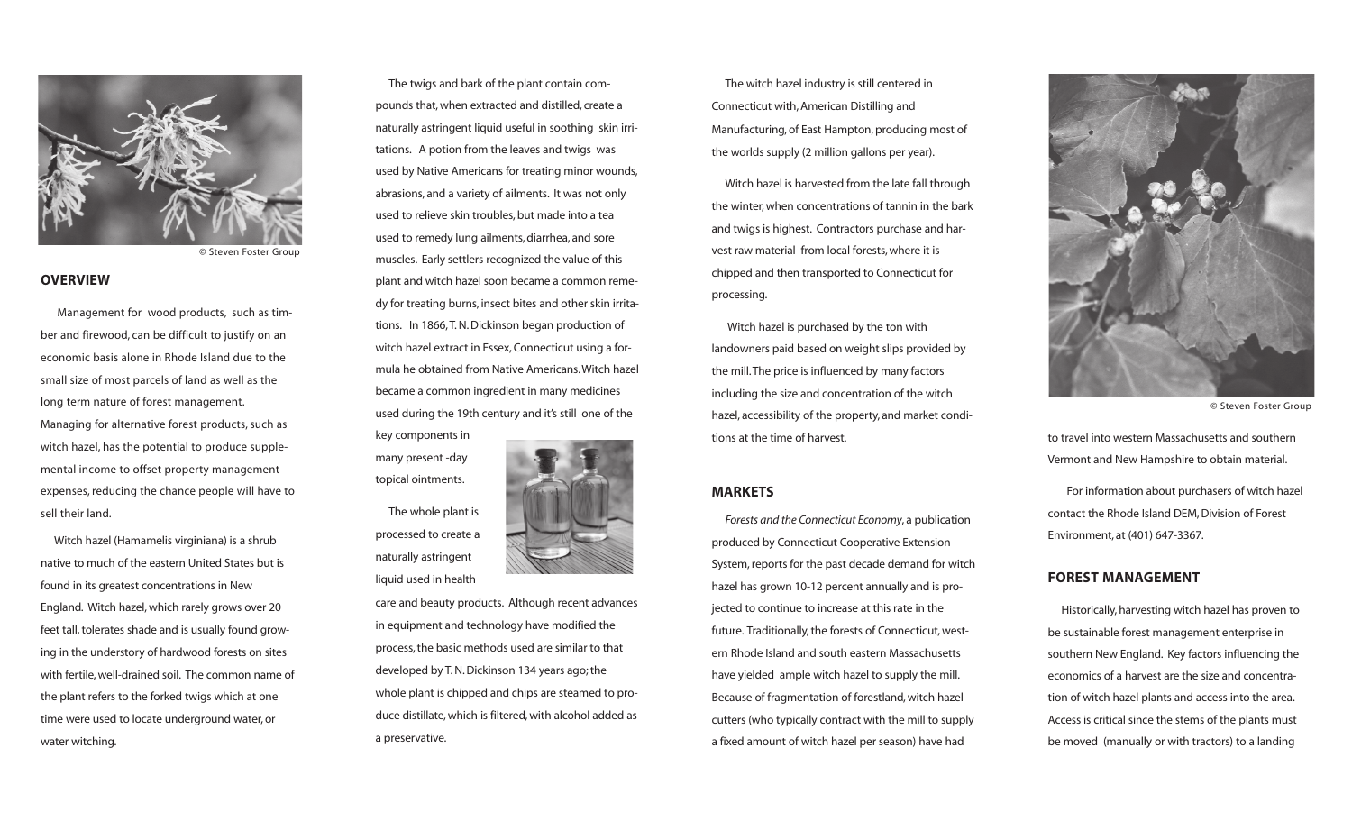© Steven Foster Group

## OVERVIEW

Management for wood products, such as timber and firewood, can be difficult to justify on an economic basis alone in Rhode Island due to the small size of most parcels of land as well as the long term nature of forest management. Managing for alternative forest products, such as witch hazel, has the potential to produce supplemental income to offset property management expenses, reducing the chance people will have to sell their land.

Witch hazel (Hamamelis virginiana) is a shrub native to much of the eastern United States but is found in its greatest concentrations in New England. Witch hazel, which rarely grows over 20 feet tall, tolerates shade and is usually found growing in the understory of hardwood forests on sites with fertile, well-drained soil. The common name of the plant refers to the forked twigs which at one time were used to locate underground water, or water witching.

The twigs and bark of the plant contain compounds that, when extracted and distilled, create a naturally astringent liquid useful in soothing skin irritations. A potion from the leaves and twigs was used by Native Americans for treating minor wounds, abrasions, and a variety of ailments. It was not only used to relieve skin troubles, but made into a tea used to remedy lung ailments, diarrhea, and sore muscles. Early settlers recognized the value of this plant and witch hazel soon became a common remedy for treating burns, insect bites and other skin irritations. In 1866, T. N. Dickinson began production of witch hazel extract in Essex, Connecticut using a formula he obtained from Native Americans. Witch hazel became a common ingredient in many medicines used during the 19th century and it's still one of the key components in many present -day topical ointments.

The whole plant is processed to create a naturally astringent liquid used in health care and beauty products. Although recent advances in equipment and technology have modified the process, the basic methods used are similar to that developed by T. N. Dickinson 134 years ago; the whole plant is chipped and chips are steamed to produce distillate, which is filtered, with alcohol added as a preservative.

The witch hazel industry is still centered in Connecticut with, American Distilling and Manufacturing, of East Hampton, producing most of the worlds supply (2 million gallons per year).

Witch hazel is harvested from the late fall through the winter, when concentrations of tannin in the bark and twigs is highest. Contractors purchase and harvest raw material from local forests, where it is chipped and then transported to Connecticut for processing.

Witch hazel is purchased by the ton with landowners paid based on weight slips provided by the mill. The price is influenced by many factors including the size and concentration of the witch hazel, accessibility of the property, and market conditions at the time of harvest.

## MARKETS

*Forests and the Connecticut Economy*, a publication produced by Connecticut Cooperative Extension System, reports for the past decade demand for witch hazel has grown 10-12 percent annually and is projected to continue to increase at this rate in the future. Traditionally, the forests of Connecticut, western Rhode Island and south eastern Massachusetts have yielded ample witch hazel to supply the mill. Because of fragmentation of forestland, witch hazel cutters (who typically contract with the mill to supply a fixed amount of witch hazel per season) have had to travel into western Massachusetts and southern Vermont and New Hampshire to obtain material.

© Steven Foster Group

For information about purchasers of witch hazel contact the Rhode Island DEM, Division of Forest Environment, at (401) 647-3367.

## FOREST MANAGEMENT

Historically, harvesting witch hazel has proven to be sustainable forest management enterprise in southern New England. Key factors influencing the economics of a harvest are the size and concentration of witch hazel plants and access into the area. Access is critical since the stems of the plants must be moved (manually or with tractors) to a landing